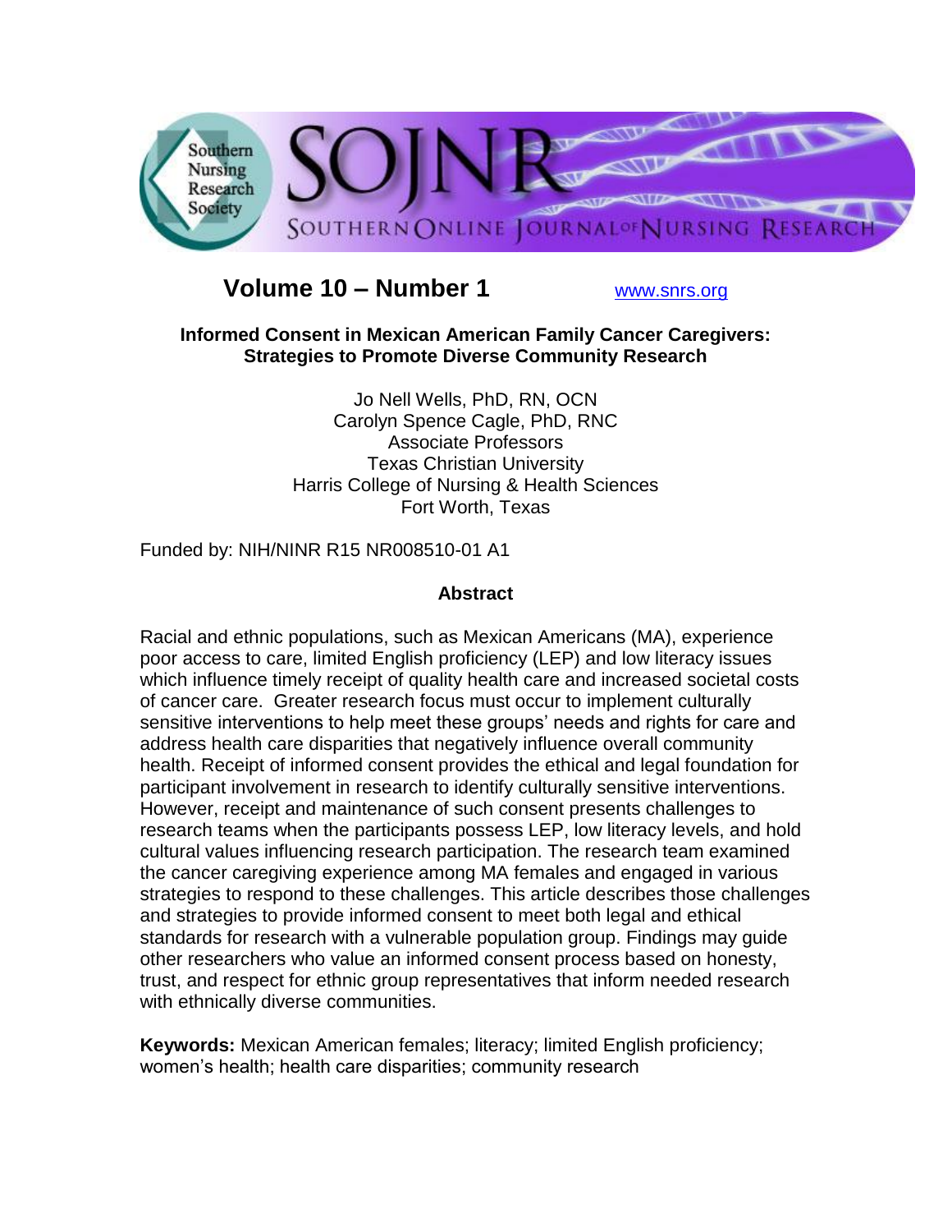Southern Nursing Research Society

SOJNR

SOUTHERN ONLINE JOURNAL OF NURSING RESEARCH

**Volume 10 – Number 1** www.snrs.org

## Informed Consent in Mexican American Family Cancer Caregivers: Strategies to Promote Diverse Community Research

Jo Nell Wells, PhD, RN, OCN
Carolyn Spence Cagle, PhD, RNC
Associate Professors
Texas Christian University
Harris College of Nursing & Health Sciences
Fort Worth, Texas

Funded by: NIH/NINR R15 NR008510-01 A1

### Abstract

Racial and ethnic populations, such as Mexican Americans (MA), experience poor access to care, limited English proficiency (LEP) and low literacy issues which influence timely receipt of quality health care and increased societal costs of cancer care. Greater research focus must occur to implement culturally sensitive interventions to help meet these groups' needs and rights for care and address health care disparities that negatively influence overall community health. Receipt of informed consent provides the ethical and legal foundation for participant involvement in research to identify culturally sensitive interventions. However, receipt and maintenance of such consent presents challenges to research teams when the participants possess LEP, low literacy levels, and hold cultural values influencing research participation. The research team examined the cancer caregiving experience among MA females and engaged in various strategies to respond to these challenges. This article describes those challenges and strategies to provide informed consent to meet both legal and ethical standards for research with a vulnerable population group. Findings may guide other researchers who value an informed consent process based on honesty, trust, and respect for ethnic group representatives that inform needed research with ethnically diverse communities.

**Keywords:** Mexican American females; literacy; limited English proficiency; women's health; health care disparities; community research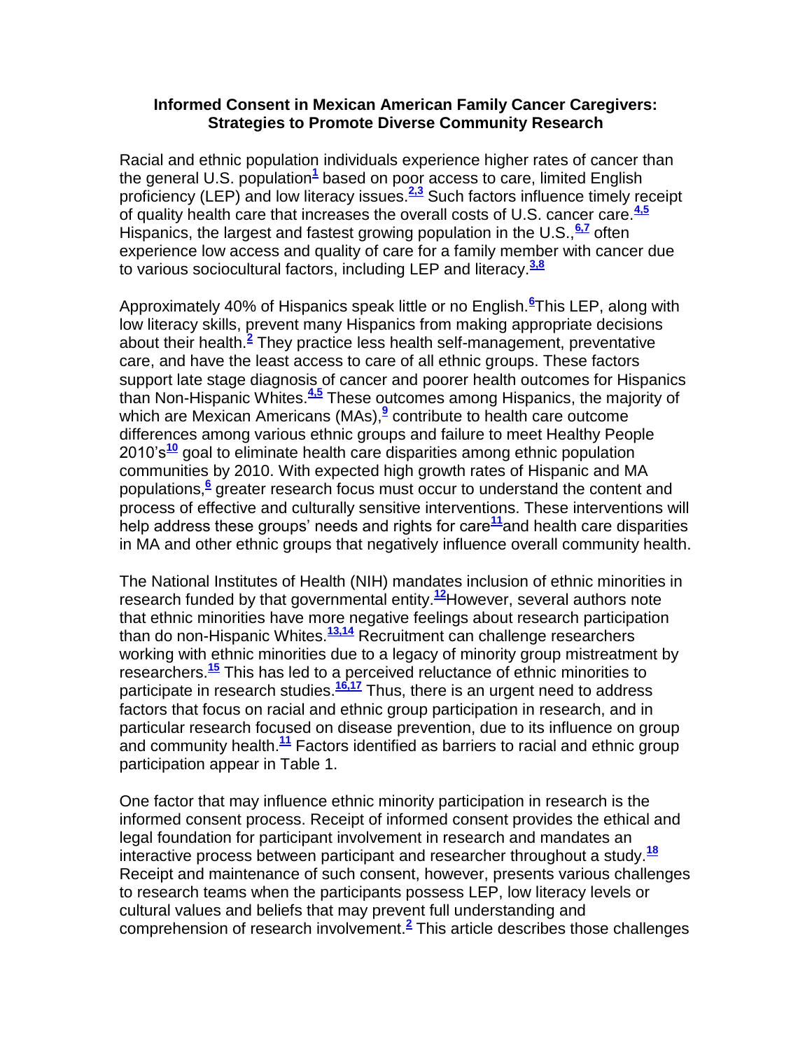**Informed Consent in Mexican American Family Cancer Caregivers: Strategies to Promote Diverse Community Research**

Racial and ethnic population individuals experience higher rates of cancer than the general U.S. population[1] based on poor access to care, limited English proficiency (LEP) and low literacy issues.[2,3] Such factors influence timely receipt of quality health care that increases the overall costs of U.S. cancer care.[4,5] Hispanics, the largest and fastest growing population in the U.S.,[6,7] often experience low access and quality of care for a family member with cancer due to various sociocultural factors, including LEP and literacy.[3,8]

Approximately 40% of Hispanics speak little or no English.[6]This LEP, along with low literacy skills, prevent many Hispanics from making appropriate decisions about their health.[2] They practice less health self-management, preventative care, and have the least access to care of all ethnic groups. These factors support late stage diagnosis of cancer and poorer health outcomes for Hispanics than Non-Hispanic Whites.[4,5] These outcomes among Hispanics, the majority of which are Mexican Americans (MAs),[9] contribute to health care outcome differences among various ethnic groups and failure to meet Healthy People 2010's[10] goal to eliminate health care disparities among ethnic population communities by 2010. With expected high growth rates of Hispanic and MA populations,[6] greater research focus must occur to understand the content and process of effective and culturally sensitive interventions. These interventions will help address these groups' needs and rights for care[11]and health care disparities in MA and other ethnic groups that negatively influence overall community health.

The National Institutes of Health (NIH) mandates inclusion of ethnic minorities in research funded by that governmental entity.[12]However, several authors note that ethnic minorities have more negative feelings about research participation than do non-Hispanic Whites.[13,14] Recruitment can challenge researchers working with ethnic minorities due to a legacy of minority group mistreatment by researchers.[15] This has led to a perceived reluctance of ethnic minorities to participate in research studies.[16,17] Thus, there is an urgent need to address factors that focus on racial and ethnic group participation in research, and in particular research focused on disease prevention, due to its influence on group and community health.[11] Factors identified as barriers to racial and ethnic group participation appear in Table 1.

One factor that may influence ethnic minority participation in research is the informed consent process. Receipt of informed consent provides the ethical and legal foundation for participant involvement in research and mandates an interactive process between participant and researcher throughout a study.[18] Receipt and maintenance of such consent, however, presents various challenges to research teams when the participants possess LEP, low literacy levels or cultural values and beliefs that may prevent full understanding and comprehension of research involvement.[2] This article describes those challenges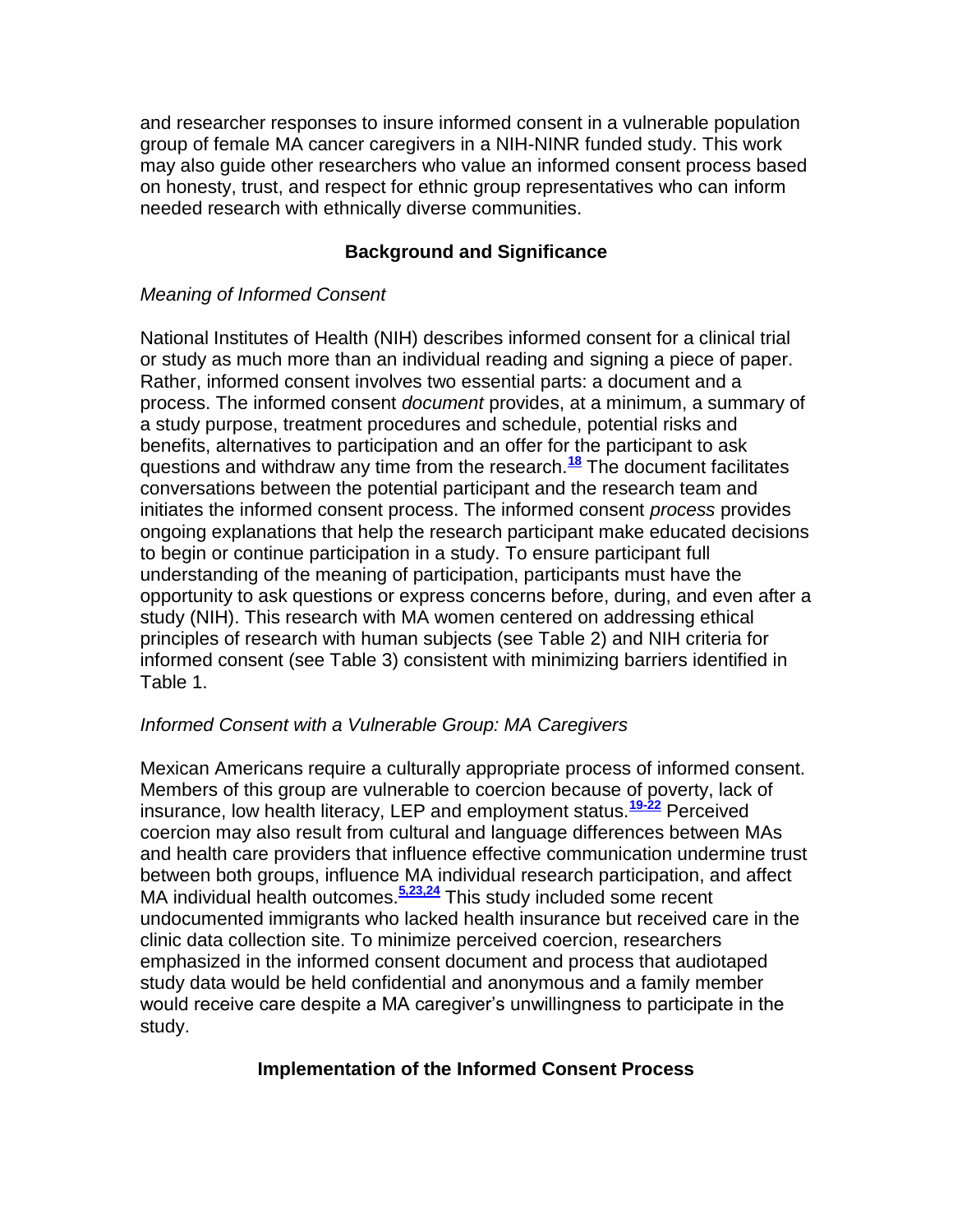and researcher responses to insure informed consent in a vulnerable population group of female MA cancer caregivers in a NIH-NINR funded study. This work may also guide other researchers who value an informed consent process based on honesty, trust, and respect for ethnic group representatives who can inform needed research with ethnically diverse communities.

## Background and Significance

### *Meaning of Informed Consent*

National Institutes of Health (NIH) describes informed consent for a clinical trial or study as much more than an individual reading and signing a piece of paper. Rather, informed consent involves two essential parts: a document and a process. The informed consent *document* provides, at a minimum, a summary of a study purpose, treatment procedures and schedule, potential risks and benefits, alternatives to participation and an offer for the participant to ask questions and withdraw any time from the research.[18] The document facilitates conversations between the potential participant and the research team and initiates the informed consent process. The informed consent *process* provides ongoing explanations that help the research participant make educated decisions to begin or continue participation in a study. To ensure participant full understanding of the meaning of participation, participants must have the opportunity to ask questions or express concerns before, during, and even after a study (NIH). This research with MA women centered on addressing ethical principles of research with human subjects (see Table 2) and NIH criteria for informed consent (see Table 3) consistent with minimizing barriers identified in Table 1.

### *Informed Consent with a Vulnerable Group: MA Caregivers*

Mexican Americans require a culturally appropriate process of informed consent. Members of this group are vulnerable to coercion because of poverty, lack of insurance, low health literacy, LEP and employment status.[19-22] Perceived coercion may also result from cultural and language differences between MAs and health care providers that influence effective communication undermine trust between both groups, influence MA individual research participation, and affect MA individual health outcomes.[5,23,24] This study included some recent undocumented immigrants who lacked health insurance but received care in the clinic data collection site. To minimize perceived coercion, researchers emphasized in the informed consent document and process that audiotaped study data would be held confidential and anonymous and a family member would receive care despite a MA caregiver's unwillingness to participate in the study.

## Implementation of the Informed Consent Process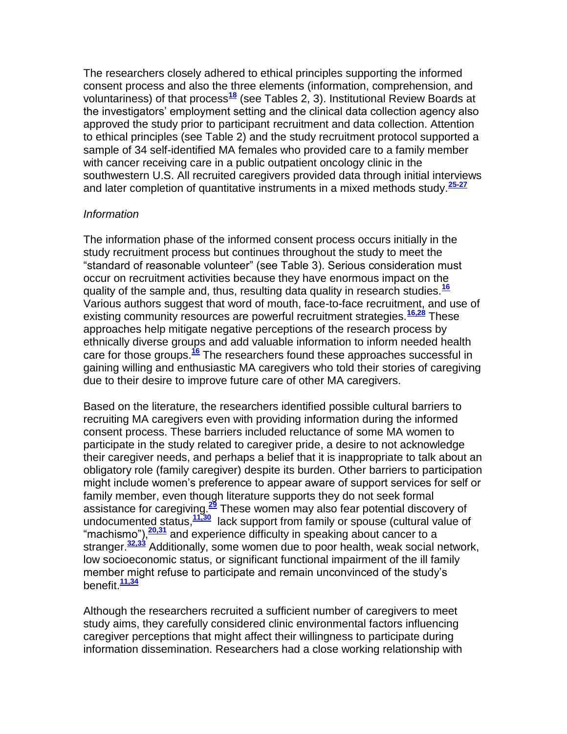The researchers closely adhered to ethical principles supporting the informed consent process and also the three elements (information, comprehension, and voluntariness) of that process[18] (see Tables 2, 3). Institutional Review Boards at the investigators' employment setting and the clinical data collection agency also approved the study prior to participant recruitment and data collection. Attention to ethical principles (see Table 2) and the study recruitment protocol supported a sample of 34 self-identified MA females who provided care to a family member with cancer receiving care in a public outpatient oncology clinic in the southwestern U.S. All recruited caregivers provided data through initial interviews and later completion of quantitative instruments in a mixed methods study.[25-27]

*Information*

The information phase of the informed consent process occurs initially in the study recruitment process but continues throughout the study to meet the "standard of reasonable volunteer" (see Table 3). Serious consideration must occur on recruitment activities because they have enormous impact on the quality of the sample and, thus, resulting data quality in research studies.[16] Various authors suggest that word of mouth, face-to-face recruitment, and use of existing community resources are powerful recruitment strategies.[16,28] These approaches help mitigate negative perceptions of the research process by ethnically diverse groups and add valuable information to inform needed health care for those groups.[16] The researchers found these approaches successful in gaining willing and enthusiastic MA caregivers who told their stories of caregiving due to their desire to improve future care of other MA caregivers.

Based on the literature, the researchers identified possible cultural barriers to recruiting MA caregivers even with providing information during the informed consent process. These barriers included reluctance of some MA women to participate in the study related to caregiver pride, a desire to not acknowledge their caregiver needs, and perhaps a belief that it is inappropriate to talk about an obligatory role (family caregiver) despite its burden. Other barriers to participation might include women's preference to appear aware of support services for self or family member, even though literature supports they do not seek formal assistance for caregiving.[29] These women may also fear potential discovery of undocumented status,[11,30] lack support from family or spouse (cultural value of "machismo"),[20,31] and experience difficulty in speaking about cancer to a stranger.[32,33] Additionally, some women due to poor health, weak social network, low socioeconomic status, or significant functional impairment of the ill family member might refuse to participate and remain unconvinced of the study's benefit.[11,34]

Although the researchers recruited a sufficient number of caregivers to meet study aims, they carefully considered clinic environmental factors influencing caregiver perceptions that might affect their willingness to participate during information dissemination. Researchers had a close working relationship with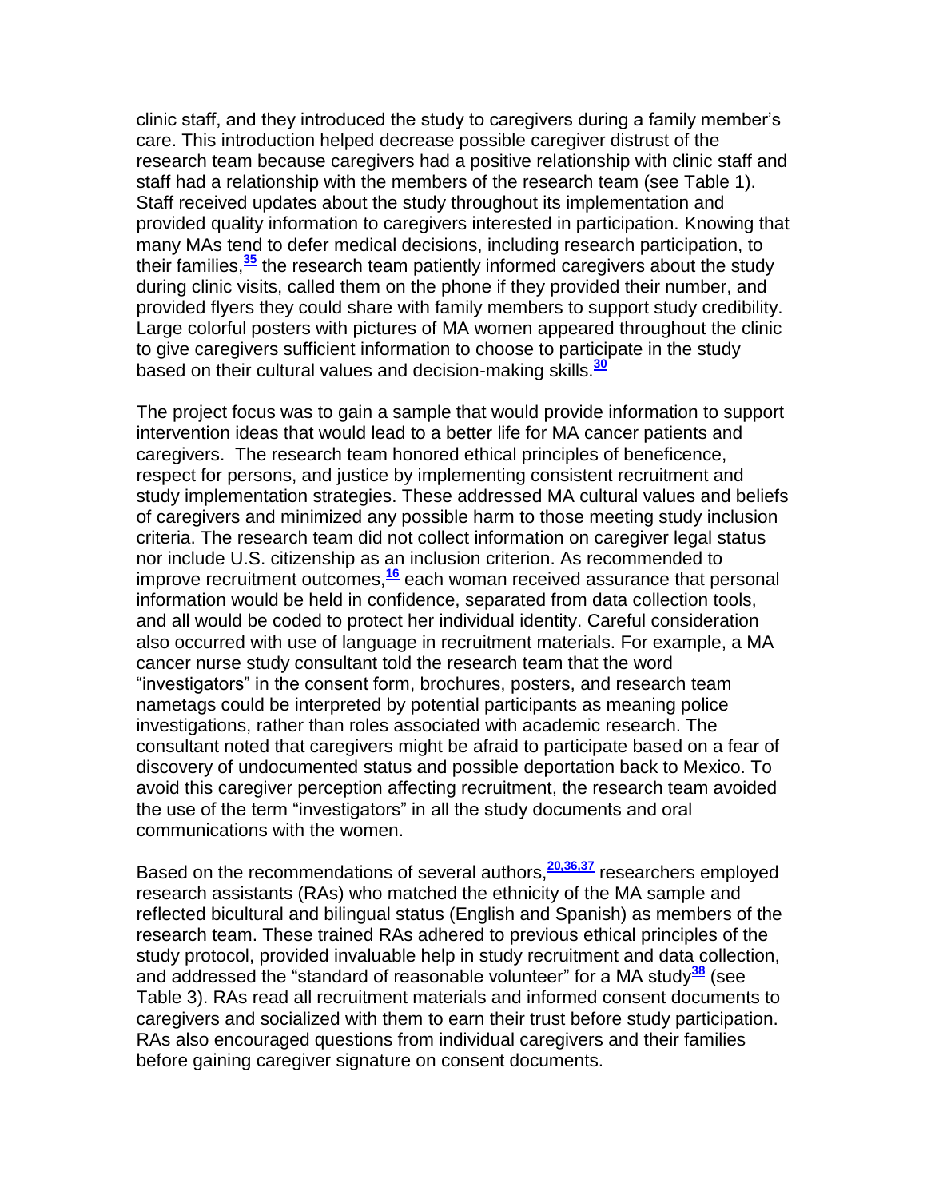clinic staff, and they introduced the study to caregivers during a family member's care. This introduction helped decrease possible caregiver distrust of the research team because caregivers had a positive relationship with clinic staff and staff had a relationship with the members of the research team (see Table 1). Staff received updates about the study throughout its implementation and provided quality information to caregivers interested in participation. Knowing that many MAs tend to defer medical decisions, including research participation, to their families,[35] the research team patiently informed caregivers about the study during clinic visits, called them on the phone if they provided their number, and provided flyers they could share with family members to support study credibility. Large colorful posters with pictures of MA women appeared throughout the clinic to give caregivers sufficient information to choose to participate in the study based on their cultural values and decision-making skills.[30]

The project focus was to gain a sample that would provide information to support intervention ideas that would lead to a better life for MA cancer patients and caregivers. The research team honored ethical principles of beneficence, respect for persons, and justice by implementing consistent recruitment and study implementation strategies. These addressed MA cultural values and beliefs of caregivers and minimized any possible harm to those meeting study inclusion criteria. The research team did not collect information on caregiver legal status nor include U.S. citizenship as an inclusion criterion. As recommended to improve recruitment outcomes,[16] each woman received assurance that personal information would be held in confidence, separated from data collection tools, and all would be coded to protect her individual identity. Careful consideration also occurred with use of language in recruitment materials. For example, a MA cancer nurse study consultant told the research team that the word "investigators" in the consent form, brochures, posters, and research team nametags could be interpreted by potential participants as meaning police investigations, rather than roles associated with academic research. The consultant noted that caregivers might be afraid to participate based on a fear of discovery of undocumented status and possible deportation back to Mexico. To avoid this caregiver perception affecting recruitment, the research team avoided the use of the term "investigators" in all the study documents and oral communications with the women.

Based on the recommendations of several authors,[20,36,37] researchers employed research assistants (RAs) who matched the ethnicity of the MA sample and reflected bicultural and bilingual status (English and Spanish) as members of the research team. These trained RAs adhered to previous ethical principles of the study protocol, provided invaluable help in study recruitment and data collection, and addressed the "standard of reasonable volunteer" for a MA study[38] (see Table 3). RAs read all recruitment materials and informed consent documents to caregivers and socialized with them to earn their trust before study participation. RAs also encouraged questions from individual caregivers and their families before gaining caregiver signature on consent documents.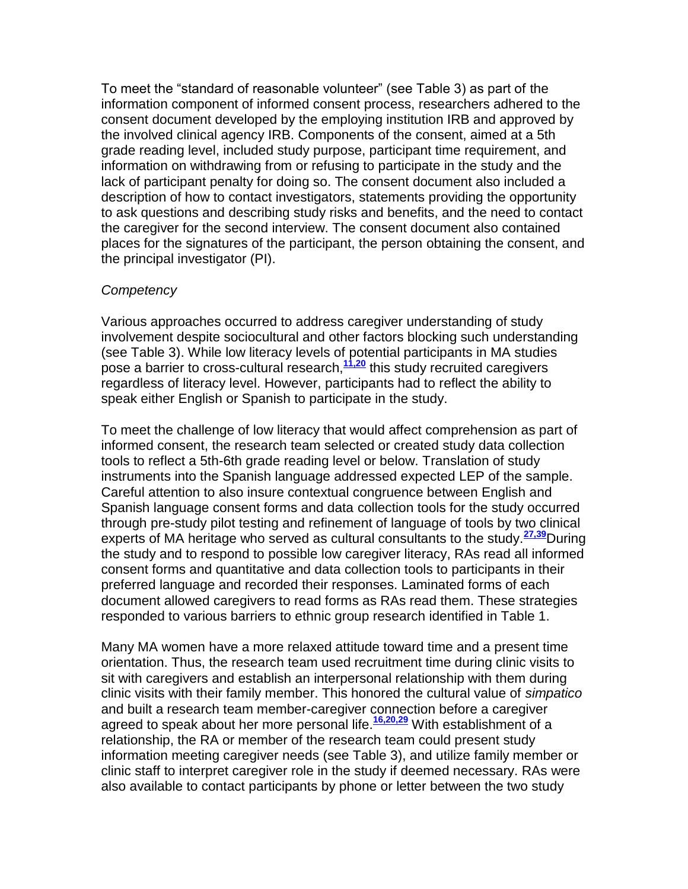To meet the "standard of reasonable volunteer" (see Table 3) as part of the information component of informed consent process, researchers adhered to the consent document developed by the employing institution IRB and approved by the involved clinical agency IRB. Components of the consent, aimed at a 5th grade reading level, included study purpose, participant time requirement, and information on withdrawing from or refusing to participate in the study and the lack of participant penalty for doing so. The consent document also included a description of how to contact investigators, statements providing the opportunity to ask questions and describing study risks and benefits, and the need to contact the caregiver for the second interview. The consent document also contained places for the signatures of the participant, the person obtaining the consent, and the principal investigator (PI).

*Competency*

Various approaches occurred to address caregiver understanding of study involvement despite sociocultural and other factors blocking such understanding (see Table 3). While low literacy levels of potential participants in MA studies pose a barrier to cross-cultural research,[11,20] this study recruited caregivers regardless of literacy level. However, participants had to reflect the ability to speak either English or Spanish to participate in the study.

To meet the challenge of low literacy that would affect comprehension as part of informed consent, the research team selected or created study data collection tools to reflect a 5th-6th grade reading level or below. Translation of study instruments into the Spanish language addressed expected LEP of the sample. Careful attention to also insure contextual congruence between English and Spanish language consent forms and data collection tools for the study occurred through pre-study pilot testing and refinement of language of tools by two clinical experts of MA heritage who served as cultural consultants to the study.[27,39] During the study and to respond to possible low caregiver literacy, RAs read all informed consent forms and quantitative and data collection tools to participants in their preferred language and recorded their responses. Laminated forms of each document allowed caregivers to read forms as RAs read them. These strategies responded to various barriers to ethnic group research identified in Table 1.

Many MA women have a more relaxed attitude toward time and a present time orientation. Thus, the research team used recruitment time during clinic visits to sit with caregivers and establish an interpersonal relationship with them during clinic visits with their family member. This honored the cultural value of *simpatico* and built a research team member-caregiver connection before a caregiver agreed to speak about her more personal life.[16,20,29] With establishment of a relationship, the RA or member of the research team could present study information meeting caregiver needs (see Table 3), and utilize family member or clinic staff to interpret caregiver role in the study if deemed necessary. RAs were also available to contact participants by phone or letter between the two study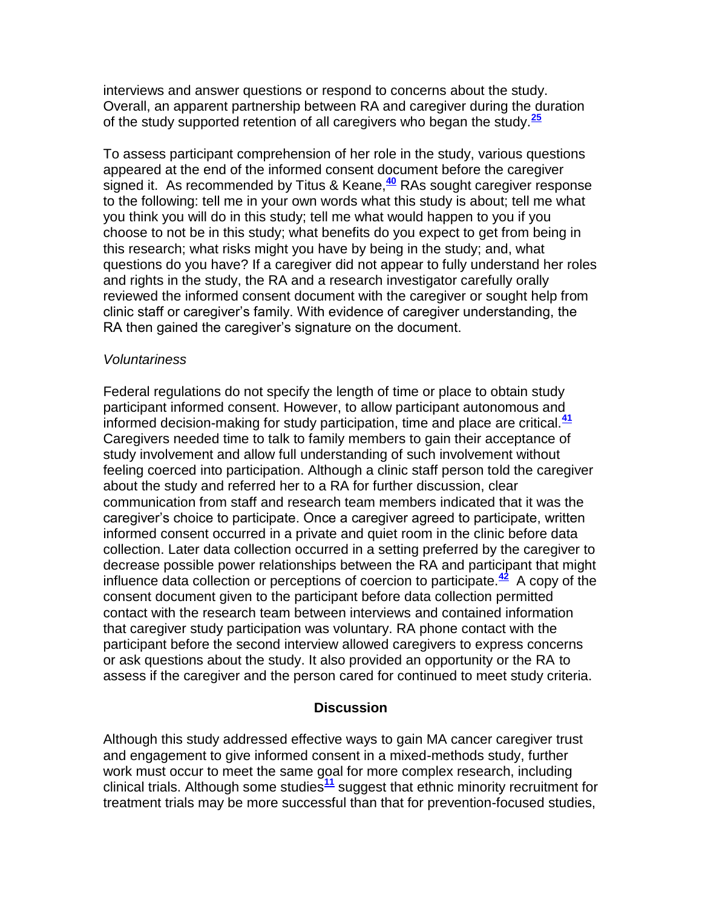interviews and answer questions or respond to concerns about the study. Overall, an apparent partnership between RA and caregiver during the duration of the study supported retention of all caregivers who began the study.[25]

To assess participant comprehension of her role in the study, various questions appeared at the end of the informed consent document before the caregiver signed it. As recommended by Titus & Keane,[40] RAs sought caregiver response to the following: tell me in your own words what this study is about; tell me what you think you will do in this study; tell me what would happen to you if you choose to not be in this study; what benefits do you expect to get from being in this research; what risks might you have by being in the study; and, what questions do you have? If a caregiver did not appear to fully understand her roles and rights in the study, the RA and a research investigator carefully orally reviewed the informed consent document with the caregiver or sought help from clinic staff or caregiver's family. With evidence of caregiver understanding, the RA then gained the caregiver's signature on the document.

*Voluntariness*

Federal regulations do not specify the length of time or place to obtain study participant informed consent. However, to allow participant autonomous and informed decision-making for study participation, time and place are critical.[41] Caregivers needed time to talk to family members to gain their acceptance of study involvement and allow full understanding of such involvement without feeling coerced into participation. Although a clinic staff person told the caregiver about the study and referred her to a RA for further discussion, clear communication from staff and research team members indicated that it was the caregiver's choice to participate. Once a caregiver agreed to participate, written informed consent occurred in a private and quiet room in the clinic before data collection. Later data collection occurred in a setting preferred by the caregiver to decrease possible power relationships between the RA and participant that might influence data collection or perceptions of coercion to participate.[42] A copy of the consent document given to the participant before data collection permitted contact with the research team between interviews and contained information that caregiver study participation was voluntary. RA phone contact with the participant before the second interview allowed caregivers to express concerns or ask questions about the study. It also provided an opportunity or the RA to assess if the caregiver and the person cared for continued to meet study criteria.

## Discussion

Although this study addressed effective ways to gain MA cancer caregiver trust and engagement to give informed consent in a mixed-methods study, further work must occur to meet the same goal for more complex research, including clinical trials. Although some studies[11] suggest that ethnic minority recruitment for treatment trials may be more successful than that for prevention-focused studies,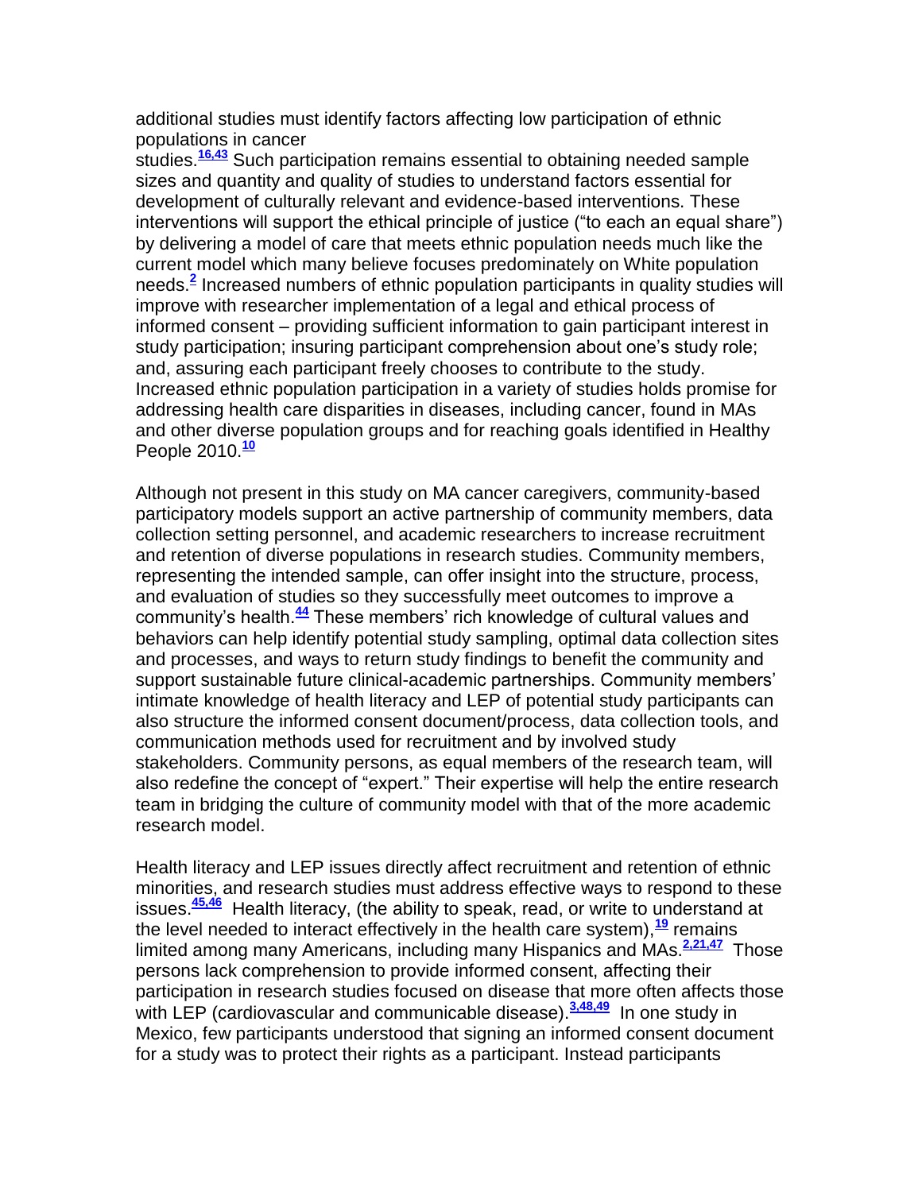additional studies must identify factors affecting low participation of ethnic populations in cancer studies.[16,43] Such participation remains essential to obtaining needed sample sizes and quantity and quality of studies to understand factors essential for development of culturally relevant and evidence-based interventions. These interventions will support the ethical principle of justice ("to each an equal share") by delivering a model of care that meets ethnic population needs much like the current model which many believe focuses predominately on White population needs.[2] Increased numbers of ethnic population participants in quality studies will improve with researcher implementation of a legal and ethical process of informed consent – providing sufficient information to gain participant interest in study participation; insuring participant comprehension about one's study role; and, assuring each participant freely chooses to contribute to the study. Increased ethnic population participation in a variety of studies holds promise for addressing health care disparities in diseases, including cancer, found in MAs and other diverse population groups and for reaching goals identified in Healthy People 2010.[10]

Although not present in this study on MA cancer caregivers, community-based participatory models support an active partnership of community members, data collection setting personnel, and academic researchers to increase recruitment and retention of diverse populations in research studies. Community members, representing the intended sample, can offer insight into the structure, process, and evaluation of studies so they successfully meet outcomes to improve a community's health.[44] These members' rich knowledge of cultural values and behaviors can help identify potential study sampling, optimal data collection sites and processes, and ways to return study findings to benefit the community and support sustainable future clinical-academic partnerships. Community members' intimate knowledge of health literacy and LEP of potential study participants can also structure the informed consent document/process, data collection tools, and communication methods used for recruitment and by involved study stakeholders. Community persons, as equal members of the research team, will also redefine the concept of "expert." Their expertise will help the entire research team in bridging the culture of community model with that of the more academic research model.

Health literacy and LEP issues directly affect recruitment and retention of ethnic minorities, and research studies must address effective ways to respond to these issues.[45,46] Health literacy, (the ability to speak, read, or write to understand at the level needed to interact effectively in the health care system),[19] remains limited among many Americans, including many Hispanics and MAs.[2,21,47] Those persons lack comprehension to provide informed consent, affecting their participation in research studies focused on disease that more often affects those with LEP (cardiovascular and communicable disease).[3,48,49] In one study in Mexico, few participants understood that signing an informed consent document for a study was to protect their rights as a participant. Instead participants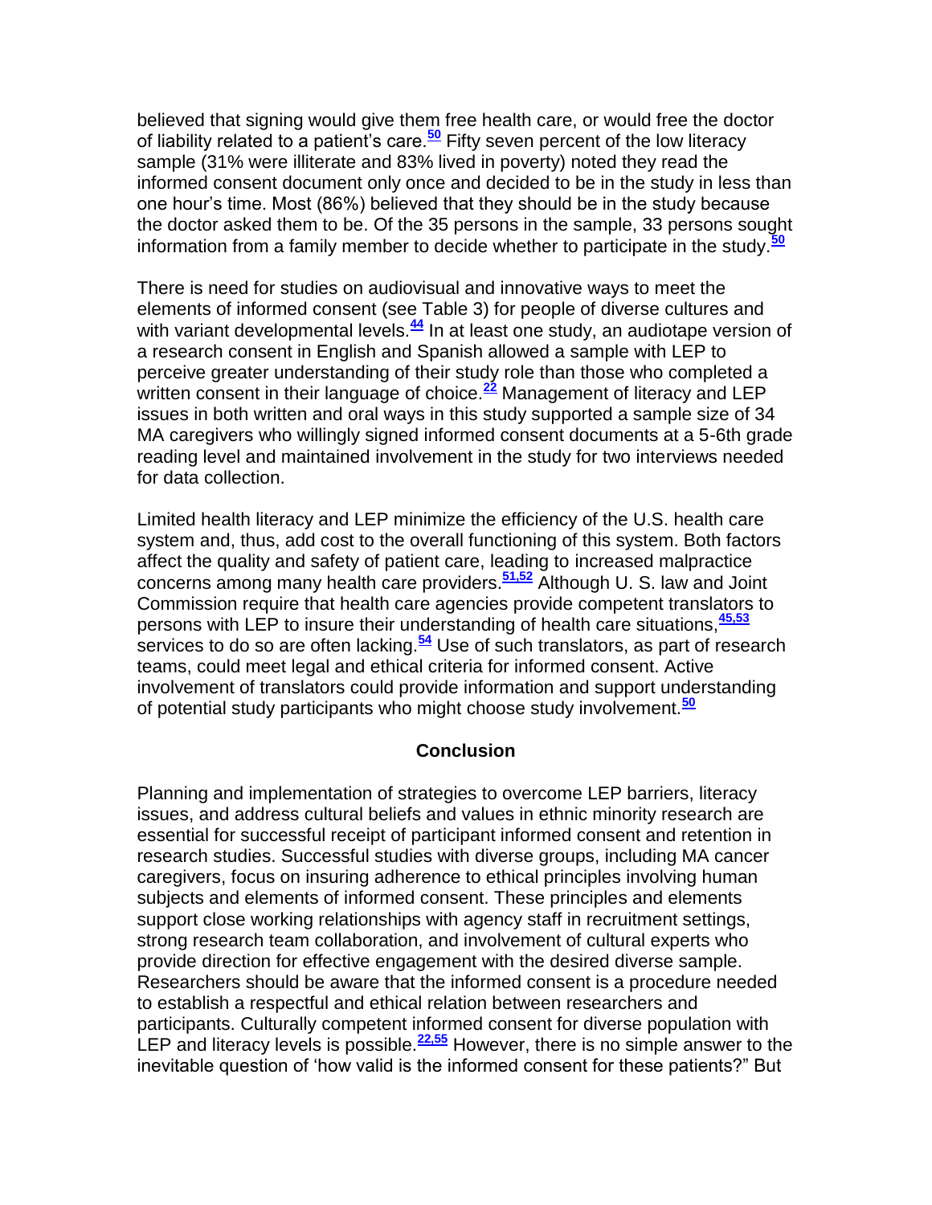believed that signing would give them free health care, or would free the doctor of liability related to a patient's care.[50] Fifty seven percent of the low literacy sample (31% were illiterate and 83% lived in poverty) noted they read the informed consent document only once and decided to be in the study in less than one hour's time. Most (86%) believed that they should be in the study because the doctor asked them to be. Of the 35 persons in the sample, 33 persons sought information from a family member to decide whether to participate in the study.[50]

There is need for studies on audiovisual and innovative ways to meet the elements of informed consent (see Table 3) for people of diverse cultures and with variant developmental levels.[44] In at least one study, an audiotape version of a research consent in English and Spanish allowed a sample with LEP to perceive greater understanding of their study role than those who completed a written consent in their language of choice.[22] Management of literacy and LEP issues in both written and oral ways in this study supported a sample size of 34 MA caregivers who willingly signed informed consent documents at a 5-6th grade reading level and maintained involvement in the study for two interviews needed for data collection.

Limited health literacy and LEP minimize the efficiency of the U.S. health care system and, thus, add cost to the overall functioning of this system. Both factors affect the quality and safety of patient care, leading to increased malpractice concerns among many health care providers.[51,52] Although U. S. law and Joint Commission require that health care agencies provide competent translators to persons with LEP to insure their understanding of health care situations,[45,53] services to do so are often lacking.[54] Use of such translators, as part of research teams, could meet legal and ethical criteria for informed consent. Active involvement of translators could provide information and support understanding of potential study participants who might choose study involvement.[50]

## Conclusion

Planning and implementation of strategies to overcome LEP barriers, literacy issues, and address cultural beliefs and values in ethnic minority research are essential for successful receipt of participant informed consent and retention in research studies. Successful studies with diverse groups, including MA cancer caregivers, focus on insuring adherence to ethical principles involving human subjects and elements of informed consent. These principles and elements support close working relationships with agency staff in recruitment settings, strong research team collaboration, and involvement of cultural experts who provide direction for effective engagement with the desired diverse sample. Researchers should be aware that the informed consent is a procedure needed to establish a respectful and ethical relation between researchers and participants. Culturally competent informed consent for diverse population with LEP and literacy levels is possible.[22,55] However, there is no simple answer to the inevitable question of 'how valid is the informed consent for these patients?" But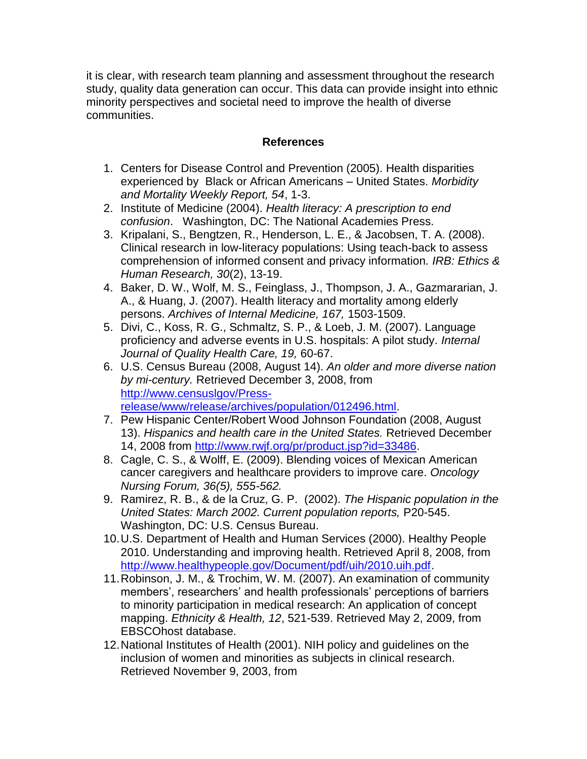it is clear, with research team planning and assessment throughout the research study, quality data generation can occur. This data can provide insight into ethnic minority perspectives and societal need to improve the health of diverse communities.

**References**

1. Centers for Disease Control and Prevention (2005). Health disparities experienced by Black or African Americans – United States. *Morbidity and Mortality Weekly Report, 54*, 1-3.
2. Institute of Medicine (2004). *Health literacy: A prescription to end confusion*. Washington, DC: The National Academies Press.
3. Kripalani, S., Bengtzen, R., Henderson, L. E., & Jacobsen, T. A. (2008). Clinical research in low-literacy populations: Using teach-back to assess comprehension of informed consent and privacy information*. IRB: Ethics & Human Research, 30*(2), 13-19.
4. Baker, D. W., Wolf, M. S., Feinglass, J., Thompson, J. A., Gazmararian, J. A., & Huang, J. (2007). Health literacy and mortality among elderly persons. *Archives of Internal Medicine, 167,* 1503-1509.
5. Divi, C., Koss, R. G., Schmaltz, S. P., & Loeb, J. M. (2007). Language proficiency and adverse events in U.S. hospitals: A pilot study. *Internal Journal of Quality Health Care, 19,* 60-67.
6. U.S. Census Bureau (2008, August 14). *An older and more diverse nation by mi-century.* Retrieved December 3, 2008, from http://www.censuslgov/Press-release/www/release/archives/population/012496.html.
7. Pew Hispanic Center/Robert Wood Johnson Foundation (2008, August 13). *Hispanics and health care in the United States.* Retrieved December 14, 2008 from http://www.rwjf.org/pr/product.jsp?id=33486.
8. Cagle, C. S., & Wolff, E. (2009). Blending voices of Mexican American cancer caregivers and healthcare providers to improve care. *Oncology Nursing Forum, 36(5), 555-562.*
9. Ramirez, R. B., & de la Cruz, G. P. (2002). *The Hispanic population in the United States: March 2002. Current population reports,* P20-545. Washington, DC: U.S. Census Bureau.
10. U.S. Department of Health and Human Services (2000). Healthy People 2010. Understanding and improving health. Retrieved April 8, 2008, from http://www.healthypeople.gov/Document/pdf/uih/2010.uih.pdf.
11. Robinson, J. M., & Trochim, W. M. (2007). An examination of community members', researchers' and health professionals' perceptions of barriers to minority participation in medical research: An application of concept mapping. *Ethnicity & Health, 12*, 521-539. Retrieved May 2, 2009, from EBSCOhost database.
12. National Institutes of Health (2001). NIH policy and guidelines on the inclusion of women and minorities as subjects in clinical research. Retrieved November 9, 2003, from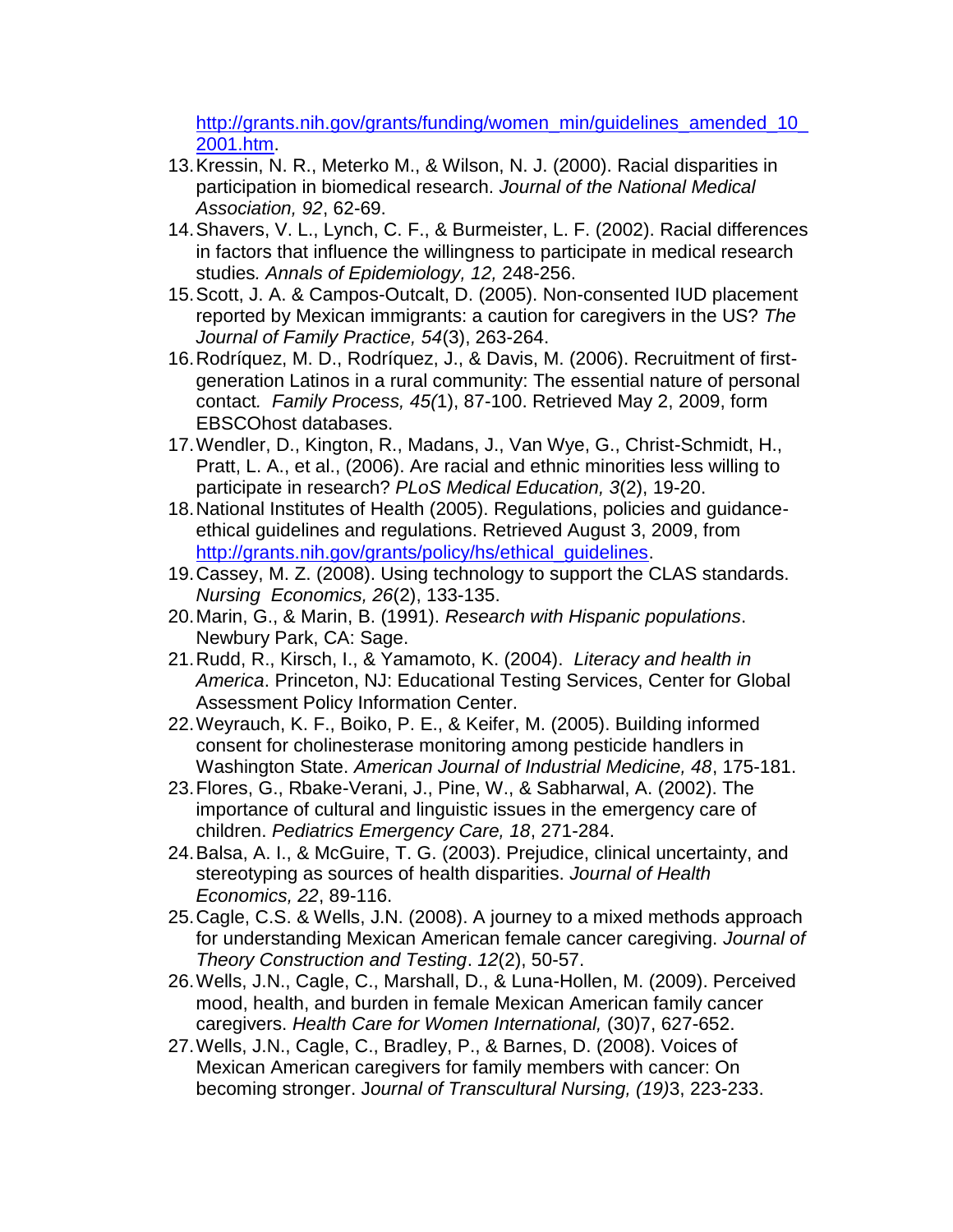http://grants.nih.gov/grants/funding/women_min/guidelines_amended_10_2001.htm.

13. Kressin, N. R., Meterko M., & Wilson, N. J. (2000). Racial disparities in participation in biomedical research. *Journal of the National Medical Association, 92*, 62-69.
14. Shavers, V. L., Lynch, C. F., & Burmeister, L. F. (2002). Racial differences in factors that influence the willingness to participate in medical research studies*. Annals of Epidemiology, 12,* 248-256.
15. Scott, J. A. & Campos-Outcalt, D. (2005). Non-consented IUD placement reported by Mexican immigrants: a caution for caregivers in the US? *The Journal of Family Practice, 54*(3), 263-264.
16. Rodríquez, M. D., Rodríquez, J., & Davis, M. (2006). Recruitment of first-generation Latinos in a rural community: The essential nature of personal contact*. Family Process, 45(*1), 87-100. Retrieved May 2, 2009, form EBSCOhost databases.
17. Wendler, D., Kington, R., Madans, J., Van Wye, G., Christ-Schmidt, H., Pratt, L. A., et al., (2006). Are racial and ethnic minorities less willing to participate in research? *PLoS Medical Education, 3*(2), 19-20.
18. National Institutes of Health (2005). Regulations, policies and guidance-ethical guidelines and regulations. Retrieved August 3, 2009, from http://grants.nih.gov/grants/policy/hs/ethical_guidelines.
19. Cassey, M. Z. (2008). Using technology to support the CLAS standards. *Nursing Economics, 26*(2), 133-135.
20. Marin, G., & Marin, B. (1991). *Research with Hispanic populations*. Newbury Park, CA: Sage.
21. Rudd, R., Kirsch, I., & Yamamoto, K. (2004). *Literacy and health in America*. Princeton, NJ: Educational Testing Services, Center for Global Assessment Policy Information Center.
22. Weyrauch, K. F., Boiko, P. E., & Keifer, M. (2005). Building informed consent for cholinesterase monitoring among pesticide handlers in Washington State. *American Journal of Industrial Medicine, 48*, 175-181.
23. Flores, G., Rbake-Verani, J., Pine, W., & Sabharwal, A. (2002). The importance of cultural and linguistic issues in the emergency care of children. *Pediatrics Emergency Care, 18*, 271-284.
24. Balsa, A. I., & McGuire, T. G. (2003). Prejudice, clinical uncertainty, and stereotyping as sources of health disparities. *Journal of Health Economics, 22*, 89-116.
25. Cagle, C.S. & Wells, J.N. (2008). A journey to a mixed methods approach for understanding Mexican American female cancer caregiving. *Journal of Theory Construction and Testing*. *12*(2), 50-57.
26. Wells, J.N., Cagle, C., Marshall, D., & Luna-Hollen, M. (2009). Perceived mood, health, and burden in female Mexican American family cancer caregivers. *Health Care for Women International,* (30)7, 627-652.
27. Wells, J.N., Cagle, C., Bradley, P., & Barnes, D. (2008). Voices of Mexican American caregivers for family members with cancer: On becoming stronger. J*ournal of Transcultural Nursing, (19)*3, 223-233.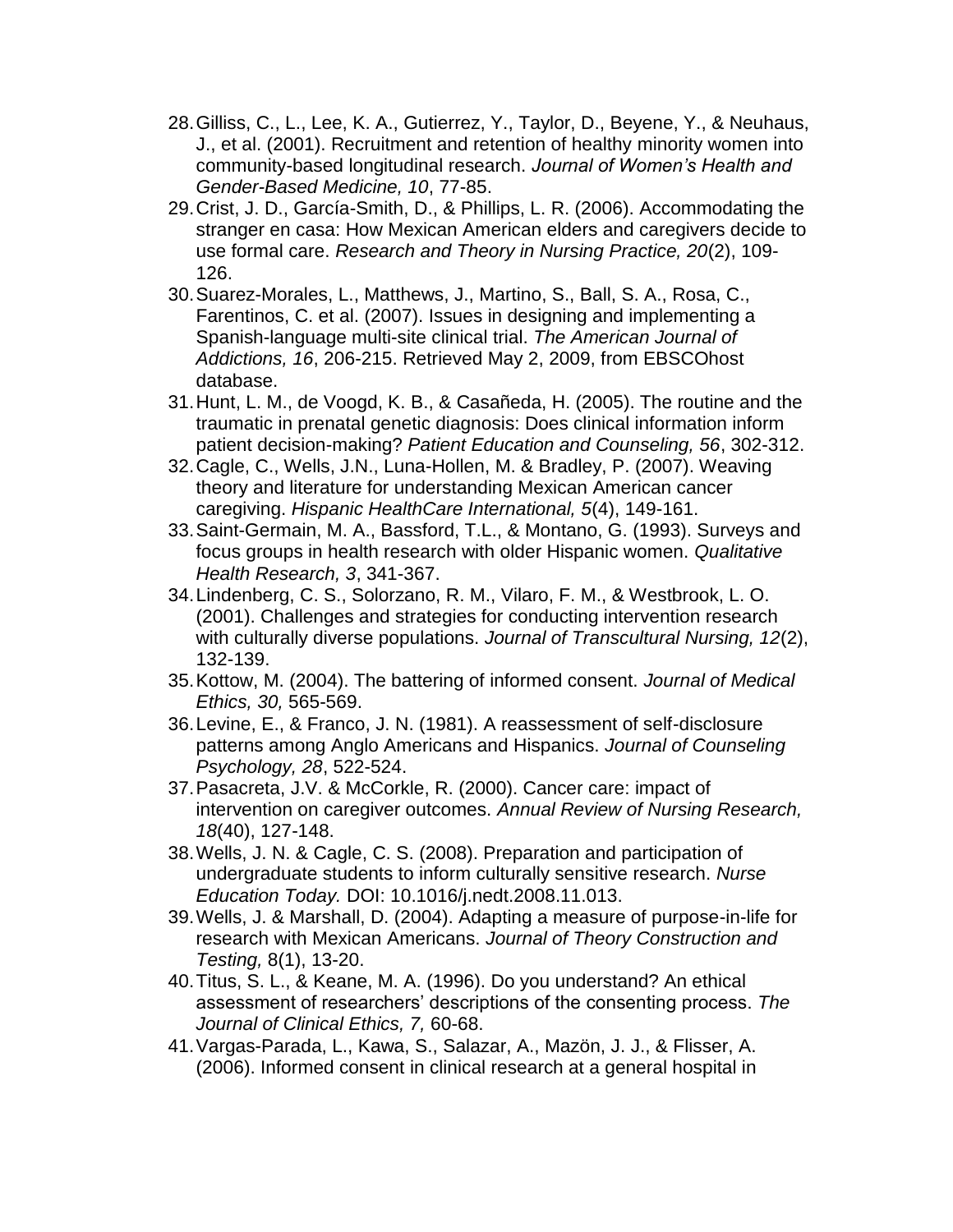28. Gilliss, C., L., Lee, K. A., Gutierrez, Y., Taylor, D., Beyene, Y., & Neuhaus, J., et al. (2001). Recruitment and retention of healthy minority women into community-based longitudinal research. *Journal of Women's Health and Gender-Based Medicine, 10*, 77-85.
29. Crist, J. D., García-Smith, D., & Phillips, L. R. (2006). Accommodating the stranger en casa: How Mexican American elders and caregivers decide to use formal care. *Research and Theory in Nursing Practice, 20*(2), 109-126.
30. Suarez-Morales, L., Matthews, J., Martino, S., Ball, S. A., Rosa, C., Farentinos, C. et al. (2007). Issues in designing and implementing a Spanish-language multi-site clinical trial. *The American Journal of Addictions, 16*, 206-215. Retrieved May 2, 2009, from EBSCOhost database.
31. Hunt, L. M., de Voogd, K. B., & Casañeda, H. (2005). The routine and the traumatic in prenatal genetic diagnosis: Does clinical information inform patient decision-making? *Patient Education and Counseling, 56*, 302-312.
32. Cagle, C., Wells, J.N., Luna-Hollen, M. & Bradley, P. (2007). Weaving theory and literature for understanding Mexican American cancer caregiving. *Hispanic HealthCare International, 5*(4), 149-161.
33. Saint-Germain, M. A., Bassford, T.L., & Montano, G. (1993). Surveys and focus groups in health research with older Hispanic women. *Qualitative Health Research, 3*, 341-367.
34. Lindenberg, C. S., Solorzano, R. M., Vilaro, F. M., & Westbrook, L. O. (2001). Challenges and strategies for conducting intervention research with culturally diverse populations. *Journal of Transcultural Nursing, 12*(2), 132-139.
35. Kottow, M. (2004). The battering of informed consent. *Journal of Medical Ethics, 30,* 565-569.
36. Levine, E., & Franco, J. N. (1981). A reassessment of self-disclosure patterns among Anglo Americans and Hispanics. *Journal of Counseling Psychology, 28*, 522-524.
37. Pasacreta, J.V. & McCorkle, R. (2000). Cancer care: impact of intervention on caregiver outcomes. *Annual Review of Nursing Research, 18*(40), 127-148.
38. Wells, J. N. & Cagle, C. S. (2008). Preparation and participation of undergraduate students to inform culturally sensitive research. *Nurse Education Today.* DOI: 10.1016/j.nedt.2008.11.013.
39. Wells, J. & Marshall, D. (2004). Adapting a measure of purpose-in-life for research with Mexican Americans. *Journal of Theory Construction and Testing,* 8(1), 13-20.
40. Titus, S. L., & Keane, M. A. (1996). Do you understand? An ethical assessment of researchers' descriptions of the consenting process. *The Journal of Clinical Ethics, 7,* 60-68.
41. Vargas-Parada, L., Kawa, S., Salazar, A., Mazön, J. J., & Flisser, A. (2006). Informed consent in clinical research at a general hospital in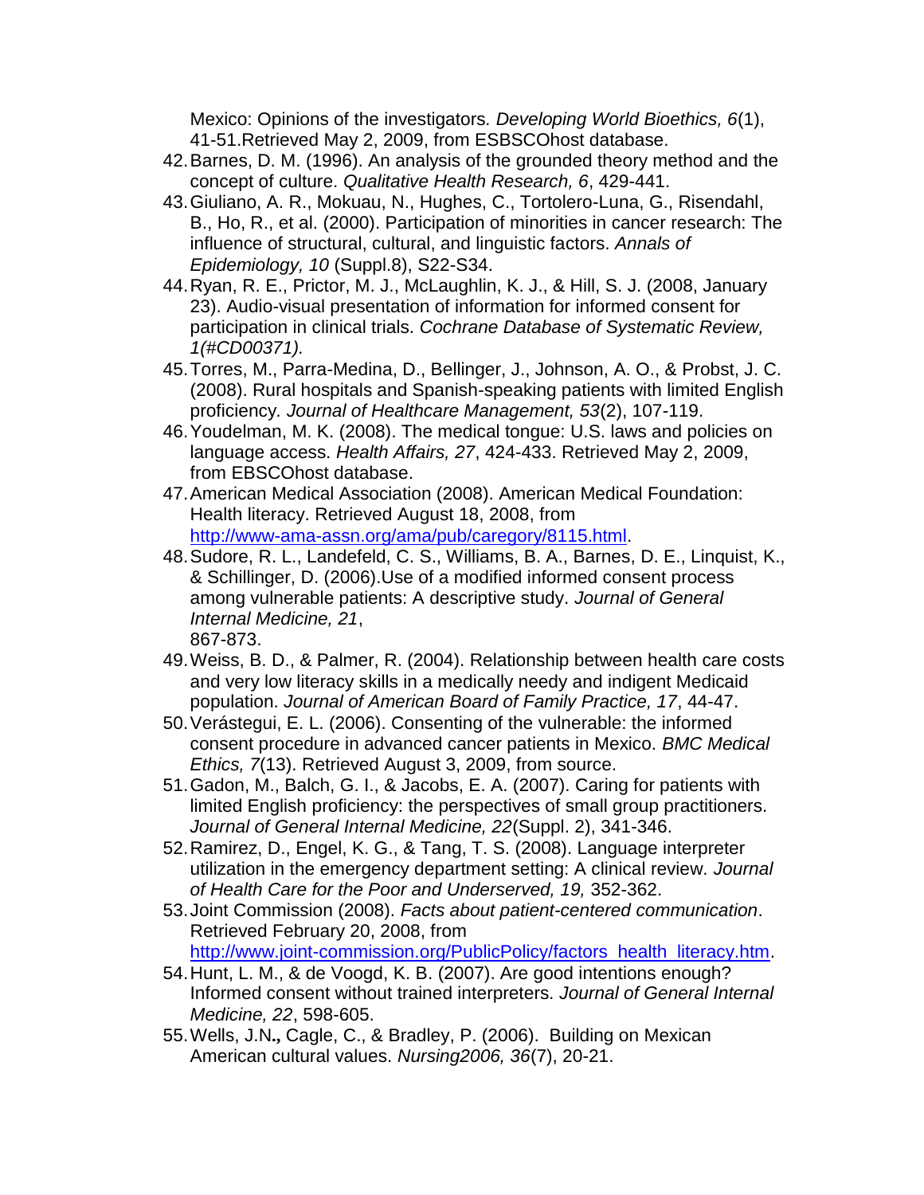Mexico: Opinions of the investigators. *Developing World Bioethics, 6*(1), 41-51.Retrieved May 2, 2009, from ESBSCOhost database.

42. Barnes, D. M. (1996). An analysis of the grounded theory method and the concept of culture. *Qualitative Health Research, 6*, 429-441.
43. Giuliano, A. R., Mokuau, N., Hughes, C., Tortolero-Luna, G., Risendahl, B., Ho, R., et al. (2000). Participation of minorities in cancer research: The influence of structural, cultural, and linguistic factors. *Annals of Epidemiology, 10* (Suppl.8), S22-S34.
44. Ryan, R. E., Prictor, M. J., McLaughlin, K. J., & Hill, S. J. (2008, January 23). Audio-visual presentation of information for informed consent for participation in clinical trials. *Cochrane Database of Systematic Review, 1(#CD00371).*
45. Torres, M., Parra-Medina, D., Bellinger, J., Johnson, A. O., & Probst, J. C. (2008). Rural hospitals and Spanish-speaking patients with limited English proficiency. *Journal of Healthcare Management, 53*(2), 107-119.
46. Youdelman, M. K. (2008). The medical tongue: U.S. laws and policies on language access. *Health Affairs, 27*, 424-433. Retrieved May 2, 2009, from EBSCOhost database.
47. American Medical Association (2008). American Medical Foundation: Health literacy. Retrieved August 18, 2008, from http://www-ama-assn.org/ama/pub/caregory/8115.html.
48. Sudore, R. L., Landefeld, C. S., Williams, B. A., Barnes, D. E., Linquist, K., & Schillinger, D. (2006).Use of a modified informed consent process among vulnerable patients: A descriptive study. *Journal of General Internal Medicine, 21*, 867-873.
49. Weiss, B. D., & Palmer, R. (2004). Relationship between health care costs and very low literacy skills in a medically needy and indigent Medicaid population. *Journal of American Board of Family Practice, 17*, 44-47.
50. Verástegui, E. L. (2006). Consenting of the vulnerable: the informed consent procedure in advanced cancer patients in Mexico. *BMC Medical Ethics, 7*(13). Retrieved August 3, 2009, from source.
51. Gadon, M., Balch, G. I., & Jacobs, E. A. (2007). Caring for patients with limited English proficiency: the perspectives of small group practitioners. *Journal of General Internal Medicine, 22*(Suppl. 2), 341-346.
52. Ramirez, D., Engel, K. G., & Tang, T. S. (2008). Language interpreter utilization in the emergency department setting: A clinical review. *Journal of Health Care for the Poor and Underserved, 19,* 352-362.
53. Joint Commission (2008). *Facts about patient-centered communication*. Retrieved February 20, 2008, from http://www.joint-commission.org/PublicPolicy/factors_health_literacy.htm.
54. Hunt, L. M., & de Voogd, K. B. (2007). Are good intentions enough? Informed consent without trained interpreters. *Journal of General Internal Medicine, 22*, 598-605.
55. Wells, J.N**.,** Cagle, C., & Bradley, P. (2006). Building on Mexican American cultural values. *Nursing2006, 36*(7), 20-21.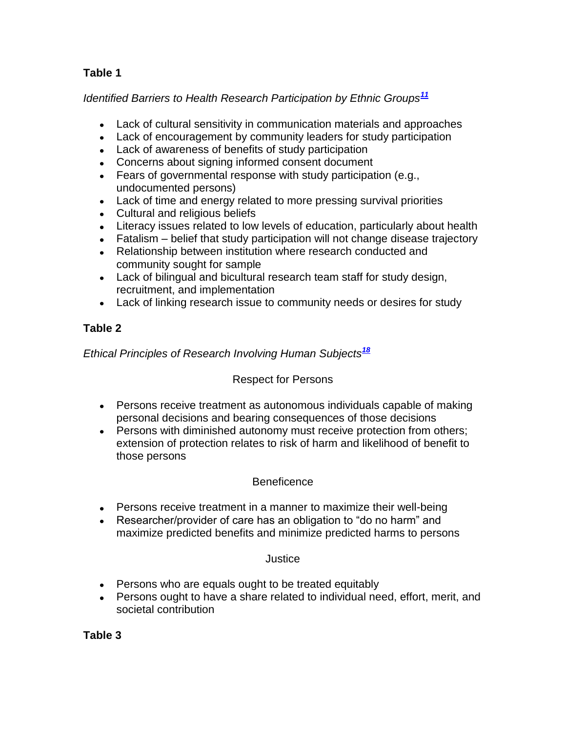**Table 1**

*Identified Barriers to Health Research Participation by Ethnic Groups*[11]

- Lack of cultural sensitivity in communication materials and approaches
- Lack of encouragement by community leaders for study participation
- Lack of awareness of benefits of study participation
- Concerns about signing informed consent document
- Fears of governmental response with study participation (e.g., undocumented persons)
- Lack of time and energy related to more pressing survival priorities
- Cultural and religious beliefs
- Literacy issues related to low levels of education, particularly about health
- Fatalism – belief that study participation will not change disease trajectory
- Relationship between institution where research conducted and community sought for sample
- Lack of bilingual and bicultural research team staff for study design, recruitment, and implementation
- Lack of linking research issue to community needs or desires for study

**Table 2**

*Ethical Principles of Research Involving Human Subjects*[18]

Respect for Persons

- Persons receive treatment as autonomous individuals capable of making personal decisions and bearing consequences of those decisions
- Persons with diminished autonomy must receive protection from others; extension of protection relates to risk of harm and likelihood of benefit to those persons

Beneficence

- Persons receive treatment in a manner to maximize their well-being
- Researcher/provider of care has an obligation to "do no harm" and maximize predicted benefits and minimize predicted harms to persons

Justice

- Persons who are equals ought to be treated equitably
- Persons ought to have a share related to individual need, effort, merit, and societal contribution

**Table 3**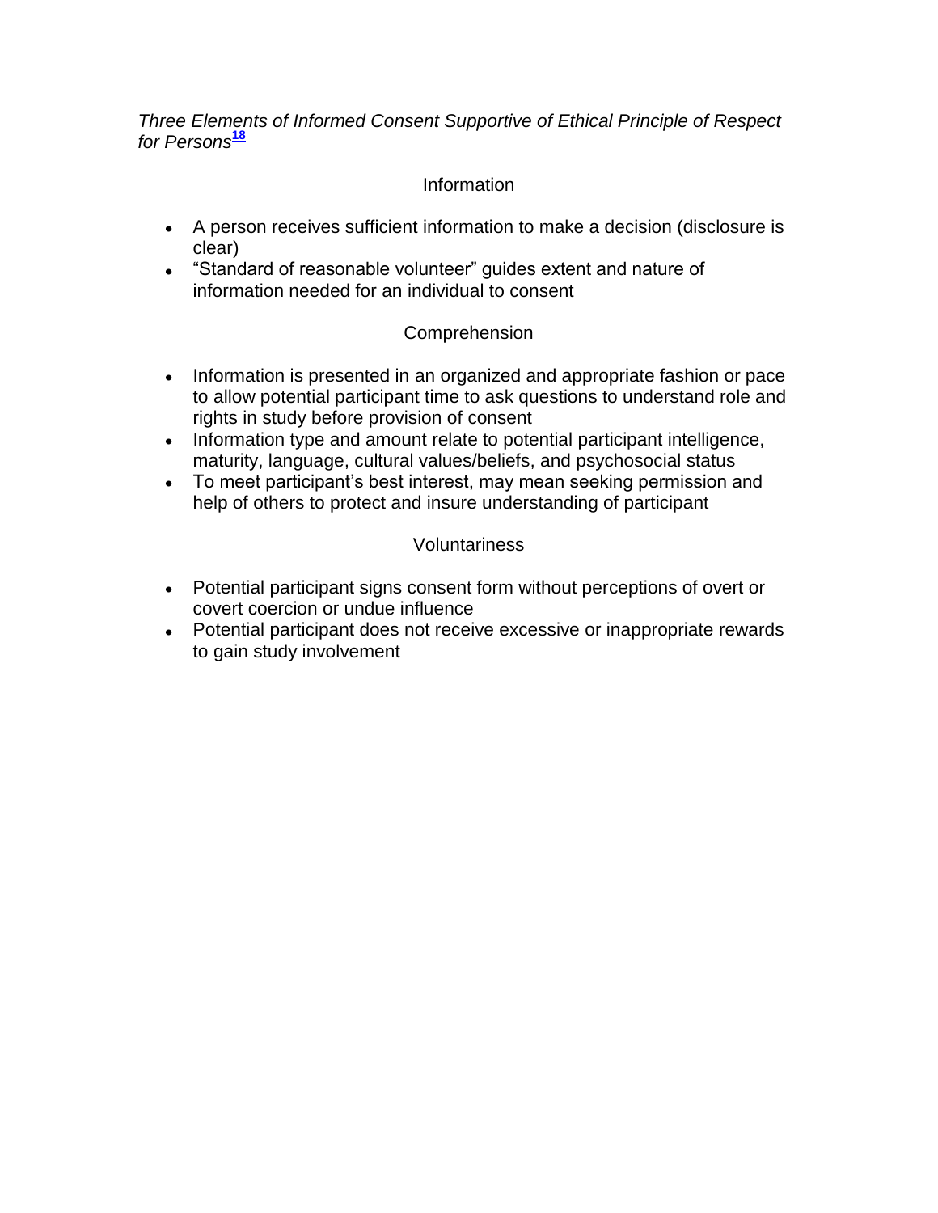*Three Elements of Informed Consent Supportive of Ethical Principle of Respect for Persons*[18]

### Information

- A person receives sufficient information to make a decision (disclosure is clear)
- “Standard of reasonable volunteer” guides extent and nature of information needed for an individual to consent

### Comprehension

- Information is presented in an organized and appropriate fashion or pace to allow potential participant time to ask questions to understand role and rights in study before provision of consent
- Information type and amount relate to potential participant intelligence, maturity, language, cultural values/beliefs, and psychosocial status
- To meet participant’s best interest, may mean seeking permission and help of others to protect and insure understanding of participant

### Voluntariness

- Potential participant signs consent form without perceptions of overt or covert coercion or undue influence
- Potential participant does not receive excessive or inappropriate rewards to gain study involvement